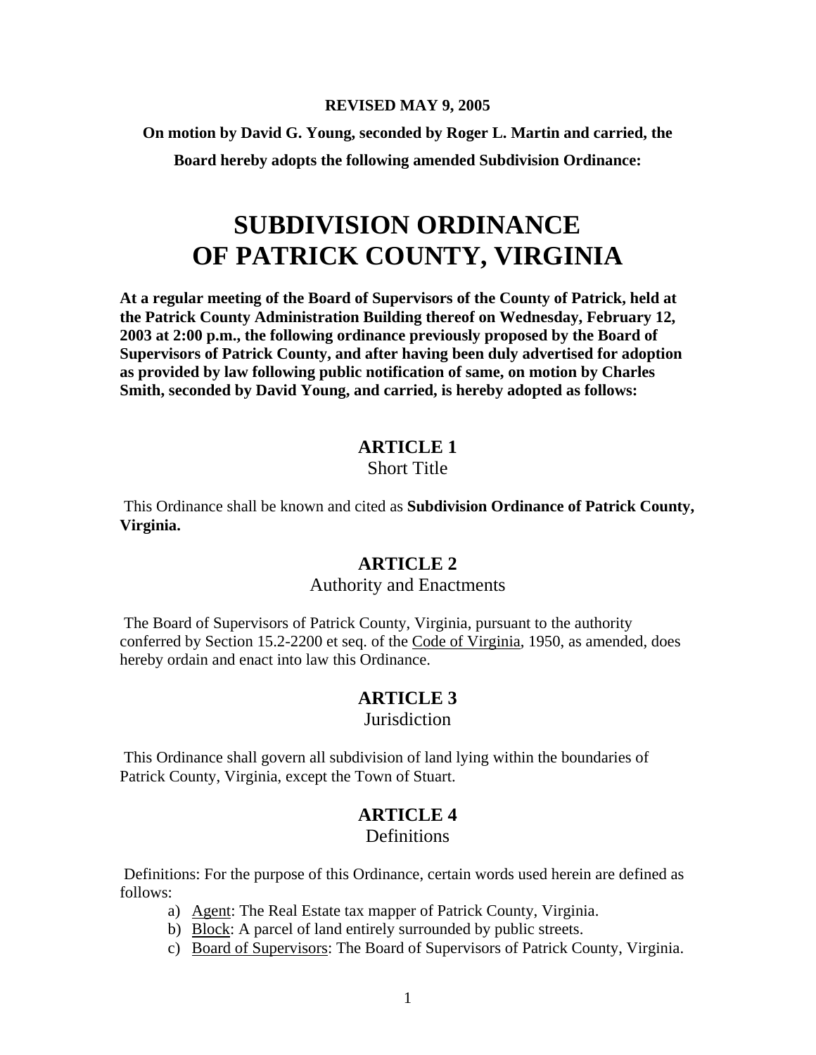**REVISED MAY 9, 2005**

**On motion by David G. Young, seconded by Roger L. Martin and carried, the Board hereby adopts the following amended Subdivision Ordinance:**

# SUBDIVISION ORDINANCE OF PATRICK COUNTY, VIRGINIA

**At a regular meeting of the Board of Supervisors of the County of Patrick, held at the Patrick County Administration Building thereof on Wednesday, February 12, 2003 at 2:00 p.m., the following ordinance previously proposed by the Board of Supervisors of Patrick County, and after having been duly advertised for adoption as provided by law following public notification of same, on motion by Charles Smith, seconded by David Young, and carried, is hereby adopted as follows:**

## ARTICLE 1
Short Title

This Ordinance shall be known and cited as **Subdivision Ordinance of Patrick County, Virginia.**

## ARTICLE 2
Authority and Enactments

The Board of Supervisors of Patrick County, Virginia, pursuant to the authority conferred by Section 15.2-2200 et seq. of the Code of Virginia, 1950, as amended, does hereby ordain and enact into law this Ordinance.

## ARTICLE 3
Jurisdiction

This Ordinance shall govern all subdivision of land lying within the boundaries of Patrick County, Virginia, except the Town of Stuart.

## ARTICLE 4
Definitions

Definitions: For the purpose of this Ordinance, certain words used herein are defined as follows:

a) Agent: The Real Estate tax mapper of Patrick County, Virginia.
b) Block: A parcel of land entirely surrounded by public streets.
c) Board of Supervisors: The Board of Supervisors of Patrick County, Virginia.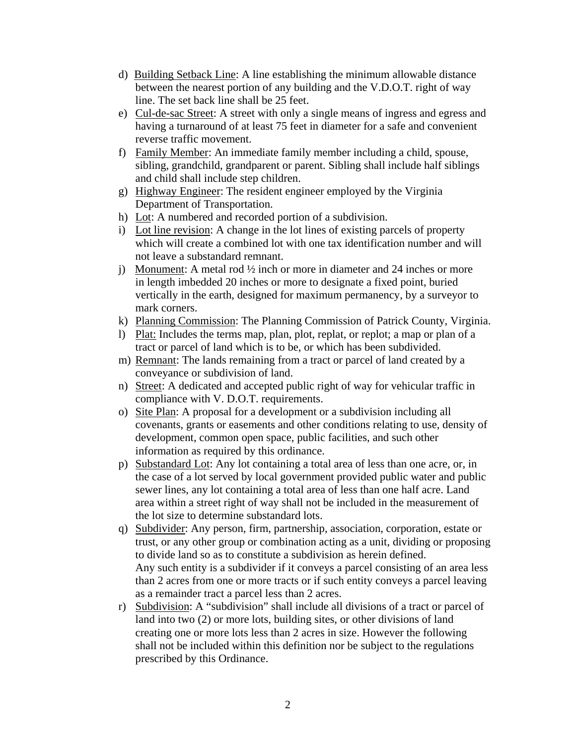d) Building Setback Line: A line establishing the minimum allowable distance between the nearest portion of any building and the V.D.O.T. right of way line. The set back line shall be 25 feet.

e) Cul-de-sac Street: A street with only a single means of ingress and egress and having a turnaround of at least 75 feet in diameter for a safe and convenient reverse traffic movement.

f) Family Member: An immediate family member including a child, spouse, sibling, grandchild, grandparent or parent. Sibling shall include half siblings and child shall include step children.

g) Highway Engineer: The resident engineer employed by the Virginia Department of Transportation.

h) Lot: A numbered and recorded portion of a subdivision.

i) Lot line revision: A change in the lot lines of existing parcels of property which will create a combined lot with one tax identification number and will not leave a substandard remnant.

j) Monument: A metal rod ½ inch or more in diameter and 24 inches or more in length imbedded 20 inches or more to designate a fixed point, buried vertically in the earth, designed for maximum permanency, by a surveyor to mark corners.

k) Planning Commission: The Planning Commission of Patrick County, Virginia.

l) Plat: Includes the terms map, plan, plot, replat, or replot; a map or plan of a tract or parcel of land which is to be, or which has been subdivided.

m) Remnant: The lands remaining from a tract or parcel of land created by a conveyance or subdivision of land.

n) Street: A dedicated and accepted public right of way for vehicular traffic in compliance with V. D.O.T. requirements.

o) Site Plan: A proposal for a development or a subdivision including all covenants, grants or easements and other conditions relating to use, density of development, common open space, public facilities, and such other information as required by this ordinance.

p) Substandard Lot: Any lot containing a total area of less than one acre, or, in the case of a lot served by local government provided public water and public sewer lines, any lot containing a total area of less than one half acre. Land area within a street right of way shall not be included in the measurement of the lot size to determine substandard lots.

q) Subdivider: Any person, firm, partnership, association, corporation, estate or trust, or any other group or combination acting as a unit, dividing or proposing to divide land so as to constitute a subdivision as herein defined.
Any such entity is a subdivider if it conveys a parcel consisting of an area less than 2 acres from one or more tracts or if such entity conveys a parcel leaving as a remainder tract a parcel less than 2 acres.

r) Subdivision: A "subdivision" shall include all divisions of a tract or parcel of land into two (2) or more lots, building sites, or other divisions of land creating one or more lots less than 2 acres in size. However the following shall not be included within this definition nor be subject to the regulations prescribed by this Ordinance.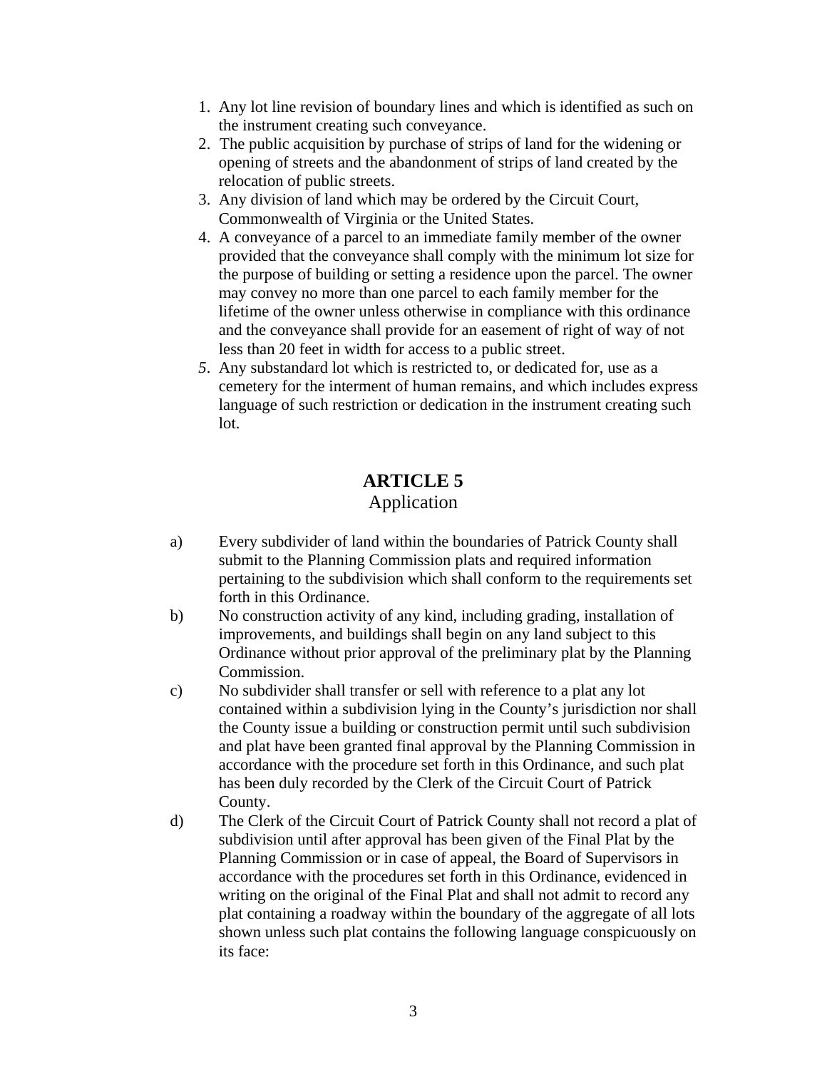1. Any lot line revision of boundary lines and which is identified as such on the instrument creating such conveyance.
2. The public acquisition by purchase of strips of land for the widening or opening of streets and the abandonment of strips of land created by the relocation of public streets.
3. Any division of land which may be ordered by the Circuit Court, Commonwealth of Virginia or the United States.
4. A conveyance of a parcel to an immediate family member of the owner provided that the conveyance shall comply with the minimum lot size for the purpose of building or setting a residence upon the parcel. The owner may convey no more than one parcel to each family member for the lifetime of the owner unless otherwise in compliance with this ordinance and the conveyance shall provide for an easement of right of way of not less than 20 feet in width for access to a public street.
5. Any substandard lot which is restricted to, or dedicated for, use as a cemetery for the interment of human remains, and which includes express language of such restriction or dedication in the instrument creating such lot.

## ARTICLE 5
Application

a) Every subdivider of land within the boundaries of Patrick County shall submit to the Planning Commission plats and required information pertaining to the subdivision which shall conform to the requirements set forth in this Ordinance.

b) No construction activity of any kind, including grading, installation of improvements, and buildings shall begin on any land subject to this Ordinance without prior approval of the preliminary plat by the Planning Commission.

c) No subdivider shall transfer or sell with reference to a plat any lot contained within a subdivision lying in the County's jurisdiction nor shall the County issue a building or construction permit until such subdivision and plat have been granted final approval by the Planning Commission in accordance with the procedure set forth in this Ordinance, and such plat has been duly recorded by the Clerk of the Circuit Court of Patrick County.

d) The Clerk of the Circuit Court of Patrick County shall not record a plat of subdivision until after approval has been given of the Final Plat by the Planning Commission or in case of appeal, the Board of Supervisors in accordance with the procedures set forth in this Ordinance, evidenced in writing on the original of the Final Plat and shall not admit to record any plat containing a roadway within the boundary of the aggregate of all lots shown unless such plat contains the following language conspicuously on its face: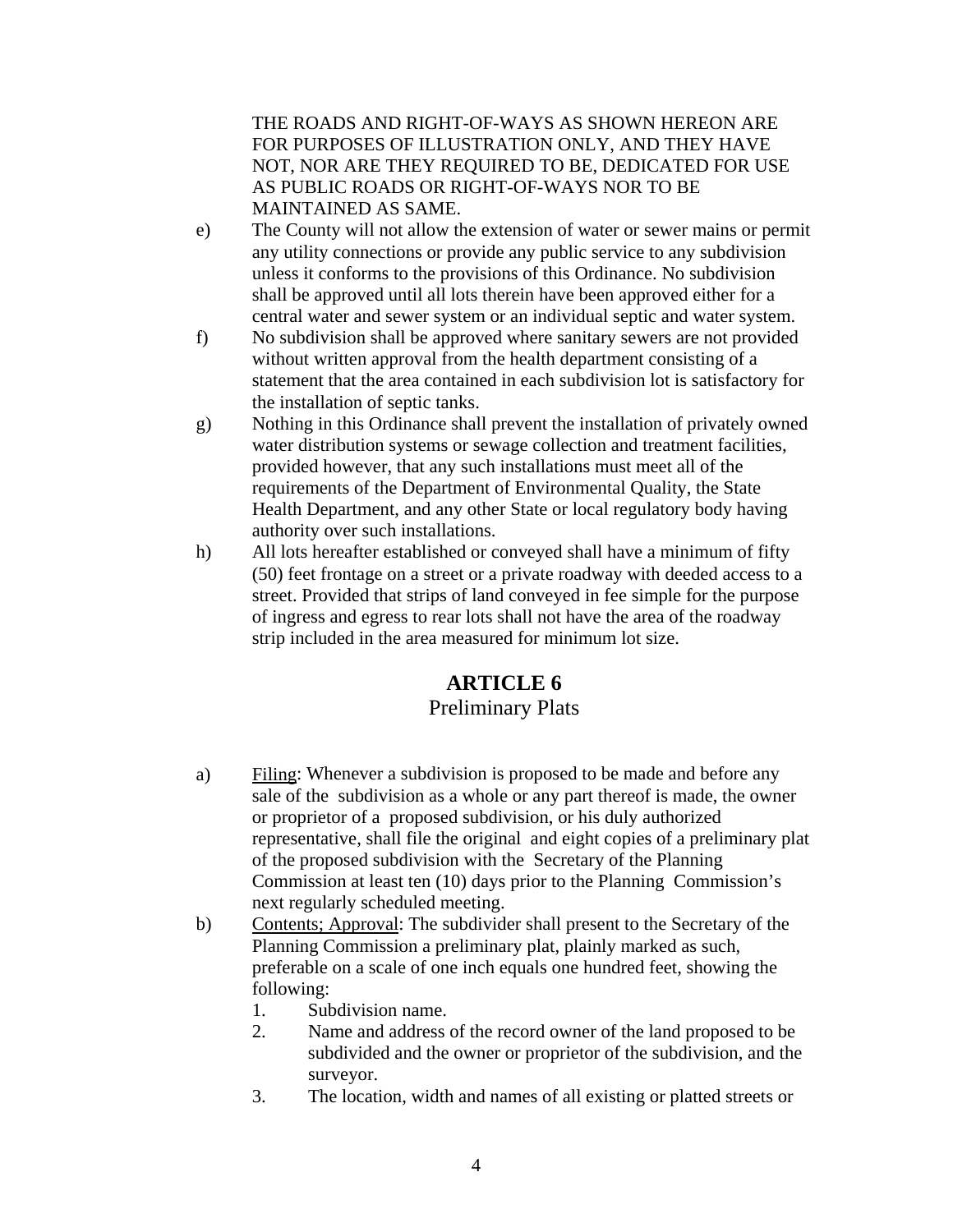THE ROADS AND RIGHT-OF-WAYS AS SHOWN HEREON ARE FOR PURPOSES OF ILLUSTRATION ONLY, AND THEY HAVE NOT, NOR ARE THEY REQUIRED TO BE, DEDICATED FOR USE AS PUBLIC ROADS OR RIGHT-OF-WAYS NOR TO BE MAINTAINED AS SAME.

e) The County will not allow the extension of water or sewer mains or permit any utility connections or provide any public service to any subdivision unless it conforms to the provisions of this Ordinance. No subdivision shall be approved until all lots therein have been approved either for a central water and sewer system or an individual septic and water system.

f) No subdivision shall be approved where sanitary sewers are not provided without written approval from the health department consisting of a statement that the area contained in each subdivision lot is satisfactory for the installation of septic tanks.

g) Nothing in this Ordinance shall prevent the installation of privately owned water distribution systems or sewage collection and treatment facilities, provided however, that any such installations must meet all of the requirements of the Department of Environmental Quality, the State Health Department, and any other State or local regulatory body having authority over such installations.

h) All lots hereafter established or conveyed shall have a minimum of fifty (50) feet frontage on a street or a private roadway with deeded access to a street. Provided that strips of land conveyed in fee simple for the purpose of ingress and egress to rear lots shall not have the area of the roadway strip included in the area measured for minimum lot size.

# ARTICLE 6

## Preliminary Plats

a) Filing: Whenever a subdivision is proposed to be made and before any sale of the subdivision as a whole or any part thereof is made, the owner or proprietor of a proposed subdivision, or his duly authorized representative, shall file the original and eight copies of a preliminary plat of the proposed subdivision with the Secretary of the Planning Commission at least ten (10) days prior to the Planning Commission's next regularly scheduled meeting.

b) Contents; Approval: The subdivider shall present to the Secretary of the Planning Commission a preliminary plat, plainly marked as such, preferable on a scale of one inch equals one hundred feet, showing the following:

1. Subdivision name.
2. Name and address of the record owner of the land proposed to be subdivided and the owner or proprietor of the subdivision, and the surveyor.
3. The location, width and names of all existing or platted streets or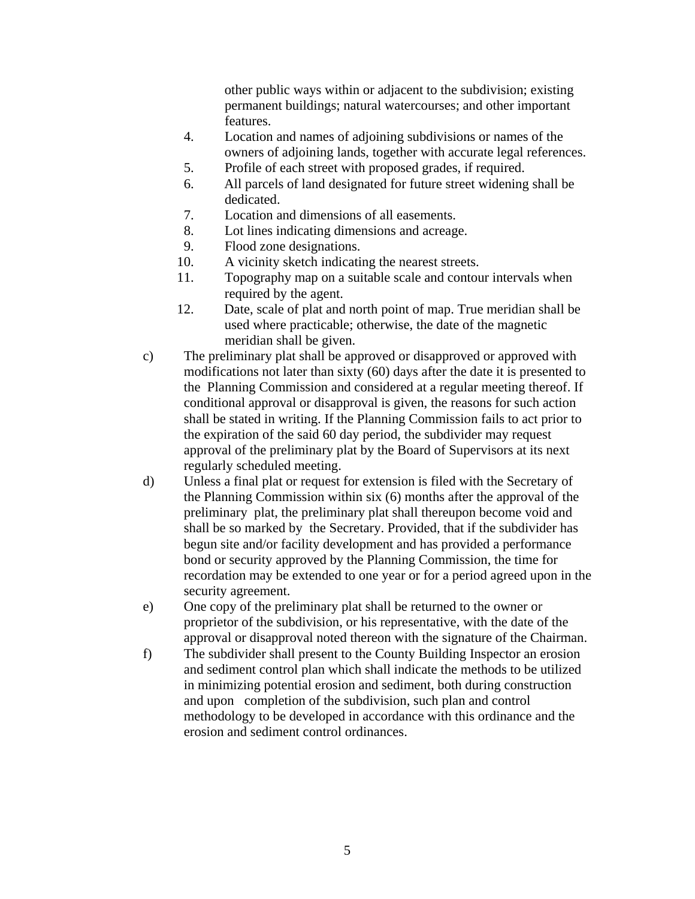other public ways within or adjacent to the subdivision; existing permanent buildings; natural watercourses; and other important features.

4. Location and names of adjoining subdivisions or names of the owners of adjoining lands, together with accurate legal references.
5. Profile of each street with proposed grades, if required.
6. All parcels of land designated for future street widening shall be dedicated.
7. Location and dimensions of all easements.
8. Lot lines indicating dimensions and acreage.
9. Flood zone designations.
10. A vicinity sketch indicating the nearest streets.
11. Topography map on a suitable scale and contour intervals when required by the agent.
12. Date, scale of plat and north point of map. True meridian shall be used where practicable; otherwise, the date of the magnetic meridian shall be given.

c) The preliminary plat shall be approved or disapproved or approved with modifications not later than sixty (60) days after the date it is presented to the Planning Commission and considered at a regular meeting thereof. If conditional approval or disapproval is given, the reasons for such action shall be stated in writing. If the Planning Commission fails to act prior to the expiration of the said 60 day period, the subdivider may request approval of the preliminary plat by the Board of Supervisors at its next regularly scheduled meeting.

d) Unless a final plat or request for extension is filed with the Secretary of the Planning Commission within six (6) months after the approval of the preliminary plat, the preliminary plat shall thereupon become void and shall be so marked by the Secretary. Provided, that if the subdivider has begun site and/or facility development and has provided a performance bond or security approved by the Planning Commission, the time for recordation may be extended to one year or for a period agreed upon in the security agreement.

e) One copy of the preliminary plat shall be returned to the owner or proprietor of the subdivision, or his representative, with the date of the approval or disapproval noted thereon with the signature of the Chairman.

f) The subdivider shall present to the County Building Inspector an erosion and sediment control plan which shall indicate the methods to be utilized in minimizing potential erosion and sediment, both during construction and upon completion of the subdivision, such plan and control methodology to be developed in accordance with this ordinance and the erosion and sediment control ordinances.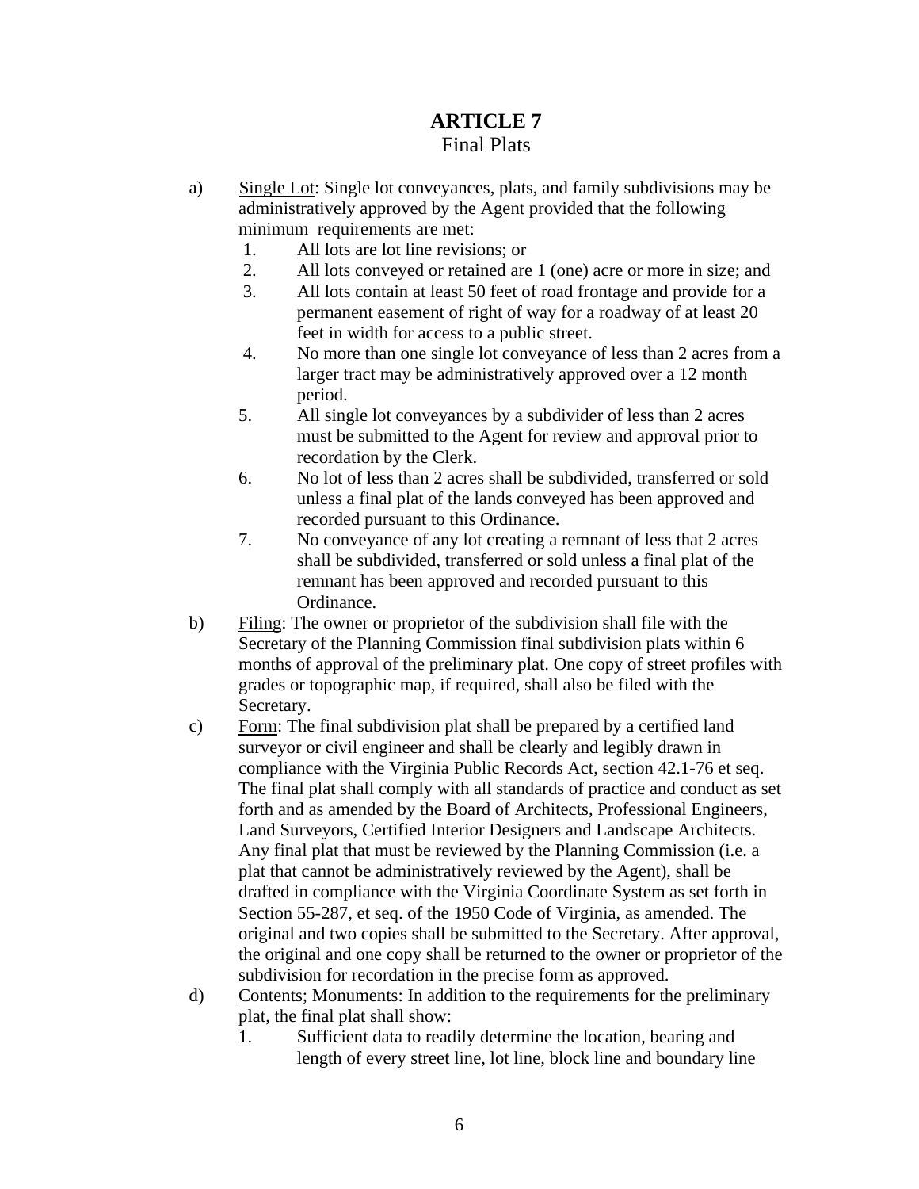# ARTICLE 7

## Final Plats

a) <u>Single Lot</u>: Single lot conveyances, plats, and family subdivisions may be administratively approved by the Agent provided that the following minimum requirements are met:

1. All lots are lot line revisions; or
2. All lots conveyed or retained are 1 (one) acre or more in size; and
3. All lots contain at least 50 feet of road frontage and provide for a permanent easement of right of way for a roadway of at least 20 feet in width for access to a public street.
4. No more than one single lot conveyance of less than 2 acres from a larger tract may be administratively approved over a 12 month period.
5. All single lot conveyances by a subdivider of less than 2 acres must be submitted to the Agent for review and approval prior to recordation by the Clerk.
6. No lot of less than 2 acres shall be subdivided, transferred or sold unless a final plat of the lands conveyed has been approved and recorded pursuant to this Ordinance.
7. No conveyance of any lot creating a remnant of less that 2 acres shall be subdivided, transferred or sold unless a final plat of the remnant has been approved and recorded pursuant to this Ordinance.

b) <u>Filing</u>: The owner or proprietor of the subdivision shall file with the Secretary of the Planning Commission final subdivision plats within 6 months of approval of the preliminary plat. One copy of street profiles with grades or topographic map, if required, shall also be filed with the Secretary.

c) <u>Form</u>: The final subdivision plat shall be prepared by a certified land surveyor or civil engineer and shall be clearly and legibly drawn in compliance with the Virginia Public Records Act, section 42.1-76 et seq. The final plat shall comply with all standards of practice and conduct as set forth and as amended by the Board of Architects, Professional Engineers, Land Surveyors, Certified Interior Designers and Landscape Architects. Any final plat that must be reviewed by the Planning Commission (i.e. a plat that cannot be administratively reviewed by the Agent), shall be drafted in compliance with the Virginia Coordinate System as set forth in Section 55-287, et seq. of the 1950 Code of Virginia, as amended. The original and two copies shall be submitted to the Secretary. After approval, the original and one copy shall be returned to the owner or proprietor of the subdivision for recordation in the precise form as approved.

d) <u>Contents; Monuments</u>: In addition to the requirements for the preliminary plat, the final plat shall show:

1. Sufficient data to readily determine the location, bearing and length of every street line, lot line, block line and boundary line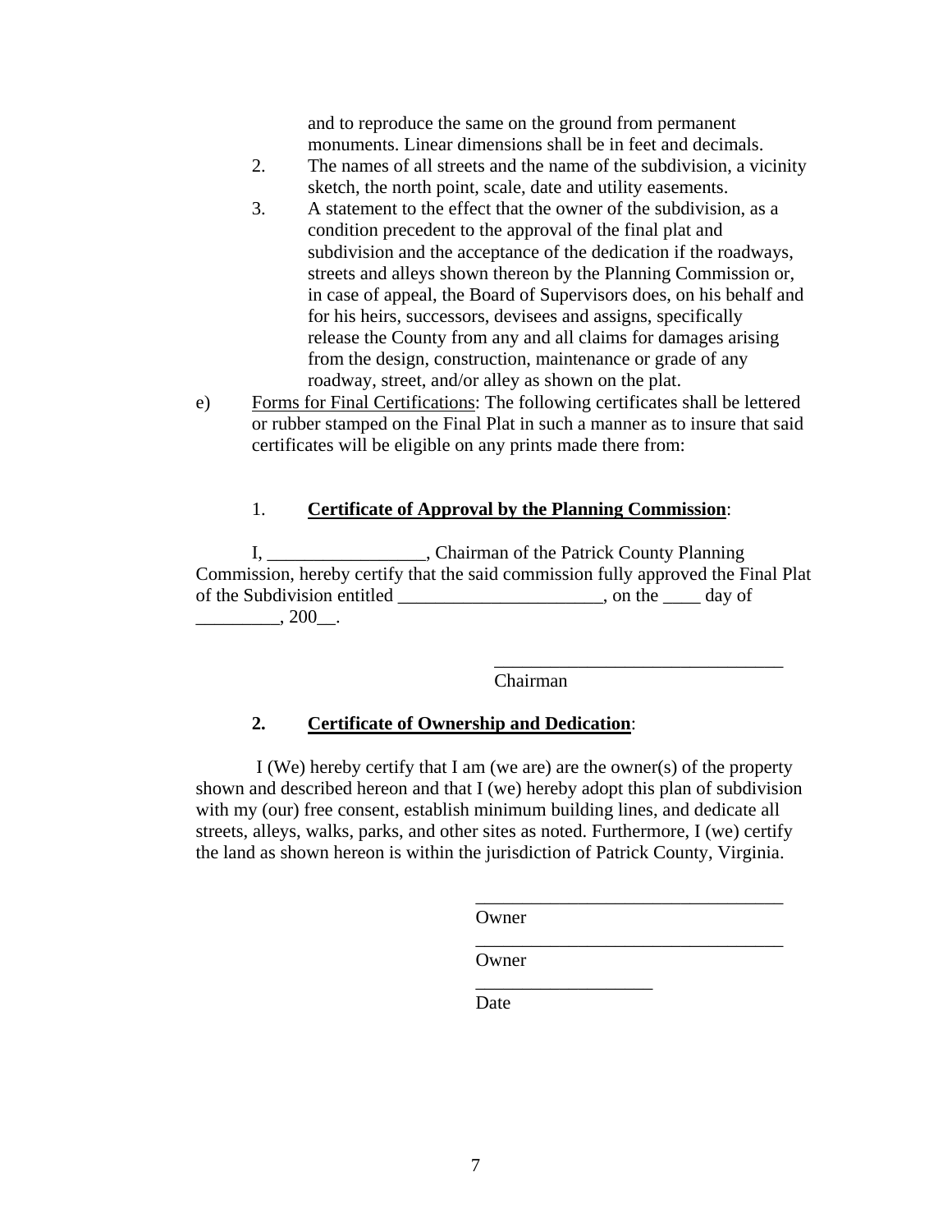and to reproduce the same on the ground from permanent monuments. Linear dimensions shall be in feet and decimals.

2. The names of all streets and the name of the subdivision, a vicinity sketch, the north point, scale, date and utility easements.
3. A statement to the effect that the owner of the subdivision, as a condition precedent to the approval of the final plat and subdivision and the acceptance of the dedication if the roadways, streets and alleys shown thereon by the Planning Commission or, in case of appeal, the Board of Supervisors does, on his behalf and for his heirs, successors, devisees and assigns, specifically release the County from any and all claims for damages arising from the design, construction, maintenance or grade of any roadway, street, and/or alley as shown on the plat.

e) <u>Forms for Final Certifications</u>: The following certificates shall be lettered or rubber stamped on the Final Plat in such a manner as to insure that said certificates will be eligible on any prints made there from:

1. **<u>Certificate of Approval by the Planning Commission</u>**:

I, _________________, Chairman of the Patrick County Planning Commission, hereby certify that the said commission fully approved the Final Plat of the Subdivision entitled ______________________, on the ____ day of _________, 200__.

_______________________________
Chairman

2. **<u>Certificate of Ownership and Dedication</u>**:

I (We) hereby certify that I am (we are) are the owner(s) of the property shown and described hereon and that I (we) hereby adopt this plan of subdivision with my (our) free consent, establish minimum building lines, and dedicate all streets, alleys, walks, parks, and other sites as noted. Furthermore, I (we) certify the land as shown hereon is within the jurisdiction of Patrick County, Virginia.

_________________________________
Owner

_________________________________
Owner

___________________
Date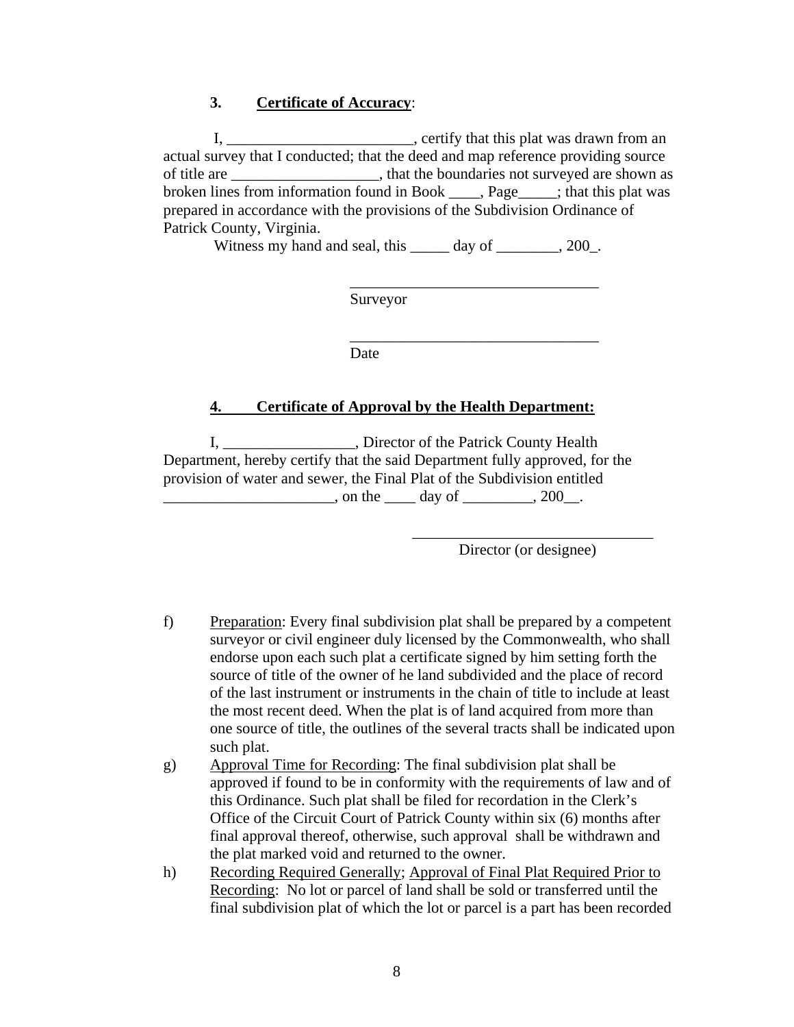**3. <u>Certificate of Accuracy</u>:**

I, ________________________, certify that this plat was drawn from an actual survey that I conducted; that the deed and map reference providing source of title are ___________________, that the boundaries not surveyed are shown as broken lines from information found in Book ____, Page_____; that this plat was prepared in accordance with the provisions of the Subdivision Ordinance of Patrick County, Virginia.

Witness my hand and seal, this _____ day of ________, 200_.

________________________________
Surveyor

________________________________
Date

**4. <u>Certificate of Approval by the Health Department:</u>**

I, _________________, Director of the Patrick County Health Department, hereby certify that the said Department fully approved, for the provision of water and sewer, the Final Plat of the Subdivision entitled ______________________, on the ____ day of _________, 200__.

_______________________________
Director (or designee)

f) <u>Preparation</u>: Every final subdivision plat shall be prepared by a competent surveyor or civil engineer duly licensed by the Commonwealth, who shall endorse upon each such plat a certificate signed by him setting forth the source of title of the owner of he land subdivided and the place of record of the last instrument or instruments in the chain of title to include at least the most recent deed. When the plat is of land acquired from more than one source of title, the outlines of the several tracts shall be indicated upon such plat.

g) <u>Approval Time for Recording</u>: The final subdivision plat shall be approved if found to be in conformity with the requirements of law and of this Ordinance. Such plat shall be filed for recordation in the Clerk's Office of the Circuit Court of Patrick County within six (6) months after final approval thereof, otherwise, such approval shall be withdrawn and the plat marked void and returned to the owner.

h) <u>Recording Required Generally</u>; <u>Approval of Final Plat Required Prior to Recording</u>: No lot or parcel of land shall be sold or transferred until the final subdivision plat of which the lot or parcel is a part has been recorded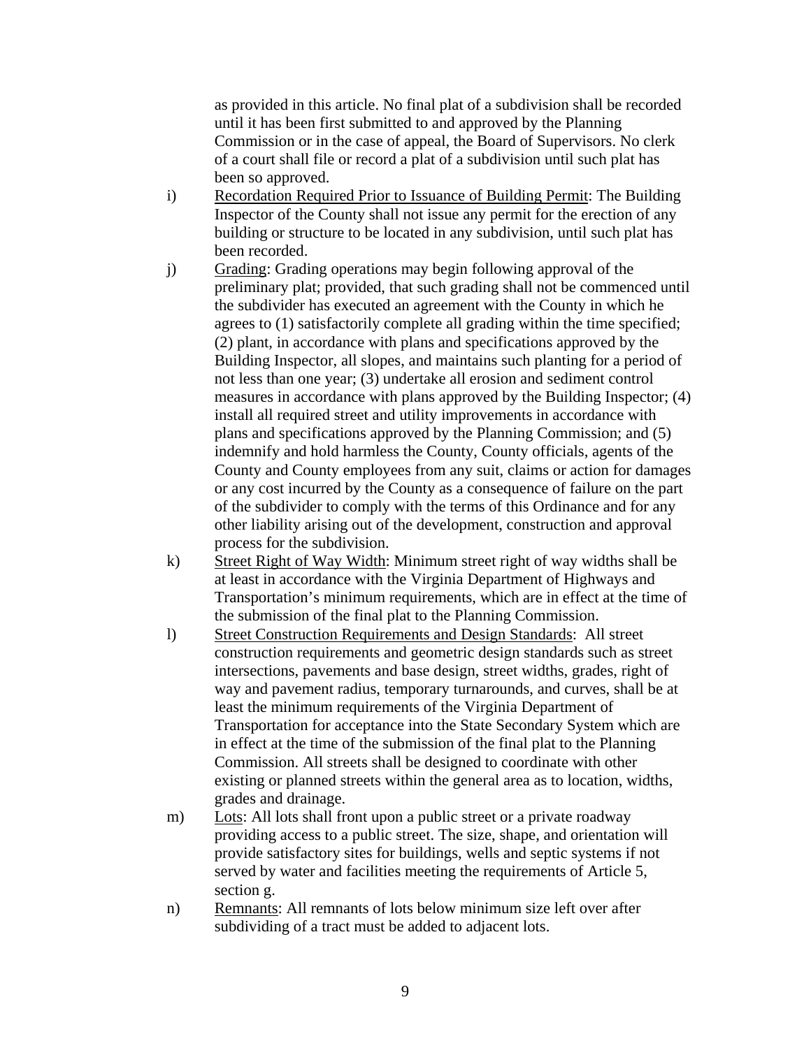as provided in this article. No final plat of a subdivision shall be recorded until it has been first submitted to and approved by the Planning Commission or in the case of appeal, the Board of Supervisors. No clerk of a court shall file or record a plat of a subdivision until such plat has been so approved.

i) Recordation Required Prior to Issuance of Building Permit: The Building Inspector of the County shall not issue any permit for the erection of any building or structure to be located in any subdivision, until such plat has been recorded.

j) Grading: Grading operations may begin following approval of the preliminary plat; provided, that such grading shall not be commenced until the subdivider has executed an agreement with the County in which he agrees to (1) satisfactorily complete all grading within the time specified; (2) plant, in accordance with plans and specifications approved by the Building Inspector, all slopes, and maintains such planting for a period of not less than one year; (3) undertake all erosion and sediment control measures in accordance with plans approved by the Building Inspector; (4) install all required street and utility improvements in accordance with plans and specifications approved by the Planning Commission; and (5) indemnify and hold harmless the County, County officials, agents of the County and County employees from any suit, claims or action for damages or any cost incurred by the County as a consequence of failure on the part of the subdivider to comply with the terms of this Ordinance and for any other liability arising out of the development, construction and approval process for the subdivision.

k) Street Right of Way Width: Minimum street right of way widths shall be at least in accordance with the Virginia Department of Highways and Transportation's minimum requirements, which are in effect at the time of the submission of the final plat to the Planning Commission.

l) Street Construction Requirements and Design Standards: All street construction requirements and geometric design standards such as street intersections, pavements and base design, street widths, grades, right of way and pavement radius, temporary turnarounds, and curves, shall be at least the minimum requirements of the Virginia Department of Transportation for acceptance into the State Secondary System which are in effect at the time of the submission of the final plat to the Planning Commission. All streets shall be designed to coordinate with other existing or planned streets within the general area as to location, widths, grades and drainage.

m) Lots: All lots shall front upon a public street or a private roadway providing access to a public street. The size, shape, and orientation will provide satisfactory sites for buildings, wells and septic systems if not served by water and facilities meeting the requirements of Article 5, section g.

n) Remnants: All remnants of lots below minimum size left over after subdividing of a tract must be added to adjacent lots.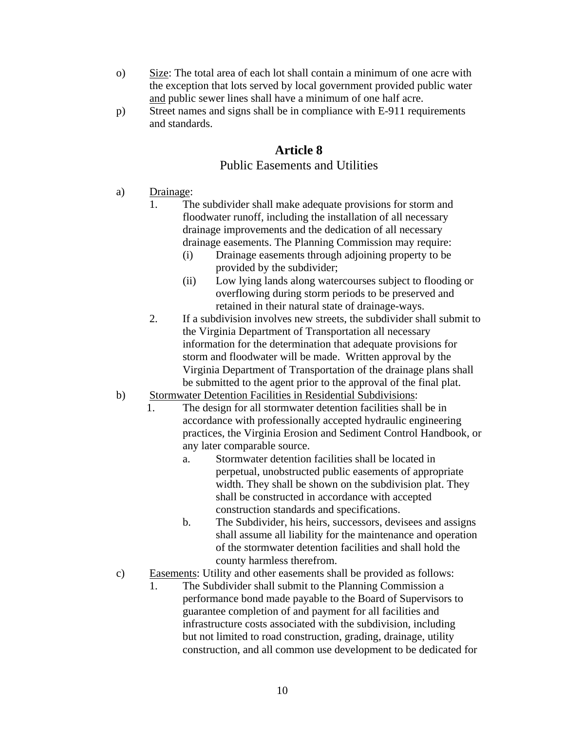o) <u>Size</u>: The total area of each lot shall contain a minimum of one acre with the exception that lots served by local government provided public water <u>and</u> public sewer lines shall have a minimum of one half acre.

p) Street names and signs shall be in compliance with E-911 requirements and standards.

## Article 8

### Public Easements and Utilities

a) <u>Drainage</u>:

1. The subdivider shall make adequate provisions for storm and floodwater runoff, including the installation of all necessary drainage improvements and the dedication of all necessary drainage easements. The Planning Commission may require:
   - (i) Drainage easements through adjoining property to be provided by the subdivider;
   - (ii) Low lying lands along watercourses subject to flooding or overflowing during storm periods to be preserved and retained in their natural state of drainage-ways.
2. If a subdivision involves new streets, the subdivider shall submit to the Virginia Department of Transportation all necessary information for the determination that adequate provisions for storm and floodwater will be made. Written approval by the Virginia Department of Transportation of the drainage plans shall be submitted to the agent prior to the approval of the final plat.

b) <u>Stormwater Detention Facilities in Residential Subdivisions</u>:

1. The design for all stormwater detention facilities shall be in accordance with professionally accepted hydraulic engineering practices, the Virginia Erosion and Sediment Control Handbook, or any later comparable source.
   - a. Stormwater detention facilities shall be located in perpetual, unobstructed public easements of appropriate width. They shall be shown on the subdivision plat. They shall be constructed in accordance with accepted construction standards and specifications.
   - b. The Subdivider, his heirs, successors, devisees and assigns shall assume all liability for the maintenance and operation of the stormwater detention facilities and shall hold the county harmless therefrom.

c) <u>Easements</u>: Utility and other easements shall be provided as follows:

1. The Subdivider shall submit to the Planning Commission a performance bond made payable to the Board of Supervisors to guarantee completion of and payment for all facilities and infrastructure costs associated with the subdivision, including but not limited to road construction, grading, drainage, utility construction, and all common use development to be dedicated for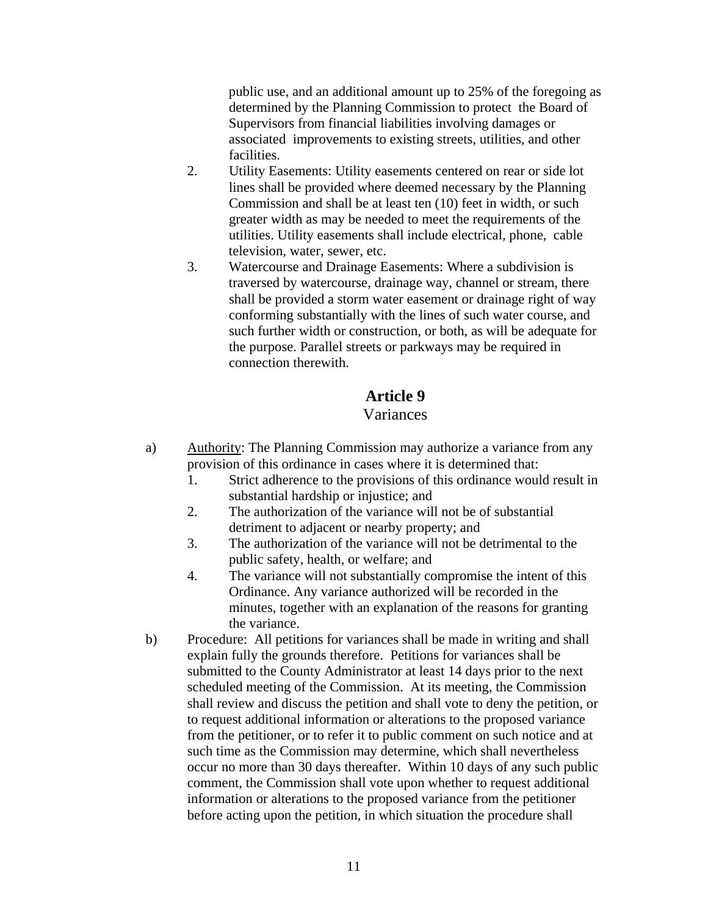public use, and an additional amount up to 25% of the foregoing as determined by the Planning Commission to protect the Board of Supervisors from financial liabilities involving damages or associated improvements to existing streets, utilities, and other facilities.

2. Utility Easements: Utility easements centered on rear or side lot lines shall be provided where deemed necessary by the Planning Commission and shall be at least ten (10) feet in width, or such greater width as may be needed to meet the requirements of the utilities. Utility easements shall include electrical, phone, cable television, water, sewer, etc.
3. Watercourse and Drainage Easements: Where a subdivision is traversed by watercourse, drainage way, channel or stream, there shall be provided a storm water easement or drainage right of way conforming substantially with the lines of such water course, and such further width or construction, or both, as will be adequate for the purpose. Parallel streets or parkways may be required in connection therewith.

## Article 9
Variances

a) Authority: The Planning Commission may authorize a variance from any provision of this ordinance in cases where it is determined that:
    1. Strict adherence to the provisions of this ordinance would result in substantial hardship or injustice; and
    2. The authorization of the variance will not be of substantial detriment to adjacent or nearby property; and
    3. The authorization of the variance will not be detrimental to the public safety, health, or welfare; and
    4. The variance will not substantially compromise the intent of this Ordinance. Any variance authorized will be recorded in the minutes, together with an explanation of the reasons for granting the variance.

b) Procedure: All petitions for variances shall be made in writing and shall explain fully the grounds therefore. Petitions for variances shall be submitted to the County Administrator at least 14 days prior to the next scheduled meeting of the Commission. At its meeting, the Commission shall review and discuss the petition and shall vote to deny the petition, or to request additional information or alterations to the proposed variance from the petitioner, or to refer it to public comment on such notice and at such time as the Commission may determine, which shall nevertheless occur no more than 30 days thereafter. Within 10 days of any such public comment, the Commission shall vote upon whether to request additional information or alterations to the proposed variance from the petitioner before acting upon the petition, in which situation the procedure shall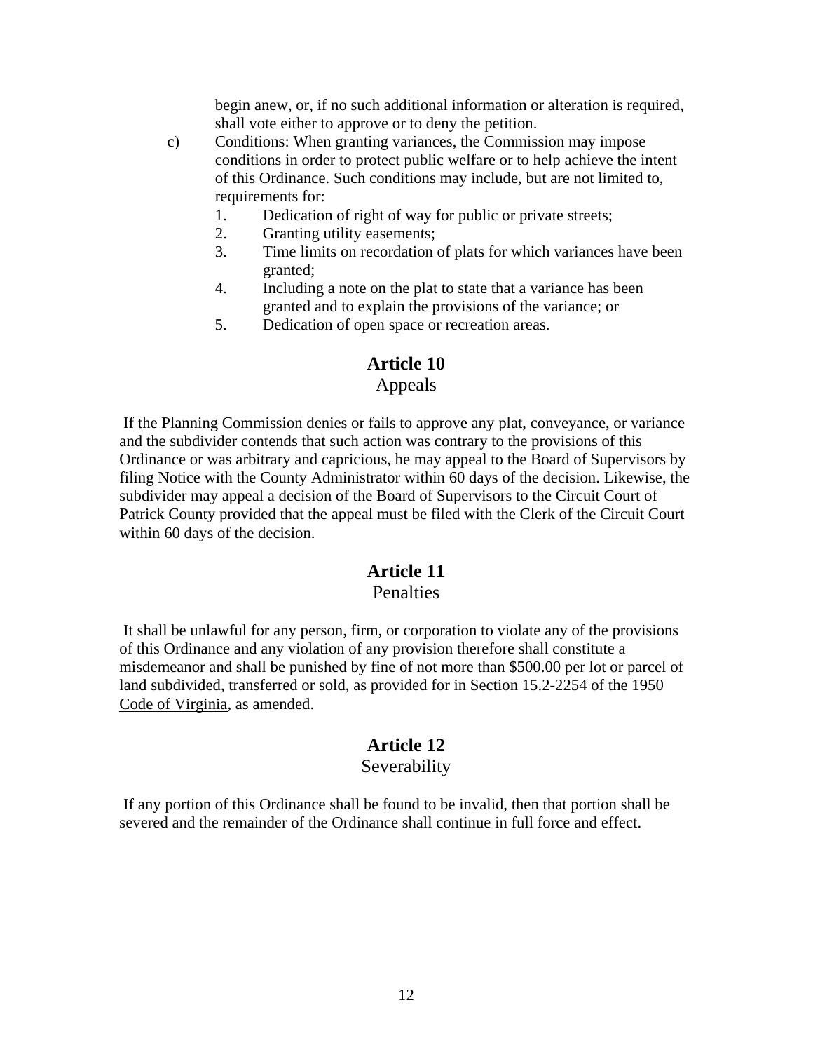begin anew, or, if no such additional information or alteration is required, shall vote either to approve or to deny the petition.

c) Conditions: When granting variances, the Commission may impose conditions in order to protect public welfare or to help achieve the intent of this Ordinance. Such conditions may include, but are not limited to, requirements for:

1. Dedication of right of way for public or private streets;
2. Granting utility easements;
3. Time limits on recordation of plats for which variances have been granted;
4. Including a note on the plat to state that a variance has been granted and to explain the provisions of the variance; or
5. Dedication of open space or recreation areas.

## Article 10
Appeals

If the Planning Commission denies or fails to approve any plat, conveyance, or variance and the subdivider contends that such action was contrary to the provisions of this Ordinance or was arbitrary and capricious, he may appeal to the Board of Supervisors by filing Notice with the County Administrator within 60 days of the decision. Likewise, the subdivider may appeal a decision of the Board of Supervisors to the Circuit Court of Patrick County provided that the appeal must be filed with the Clerk of the Circuit Court within 60 days of the decision.

## Article 11
Penalties

It shall be unlawful for any person, firm, or corporation to violate any of the provisions of this Ordinance and any violation of any provision therefore shall constitute a misdemeanor and shall be punished by fine of not more than $500.00 per lot or parcel of land subdivided, transferred or sold, as provided for in Section 15.2-2254 of the 1950 Code of Virginia, as amended.

## Article 12
Severability

If any portion of this Ordinance shall be found to be invalid, then that portion shall be severed and the remainder of the Ordinance shall continue in full force and effect.